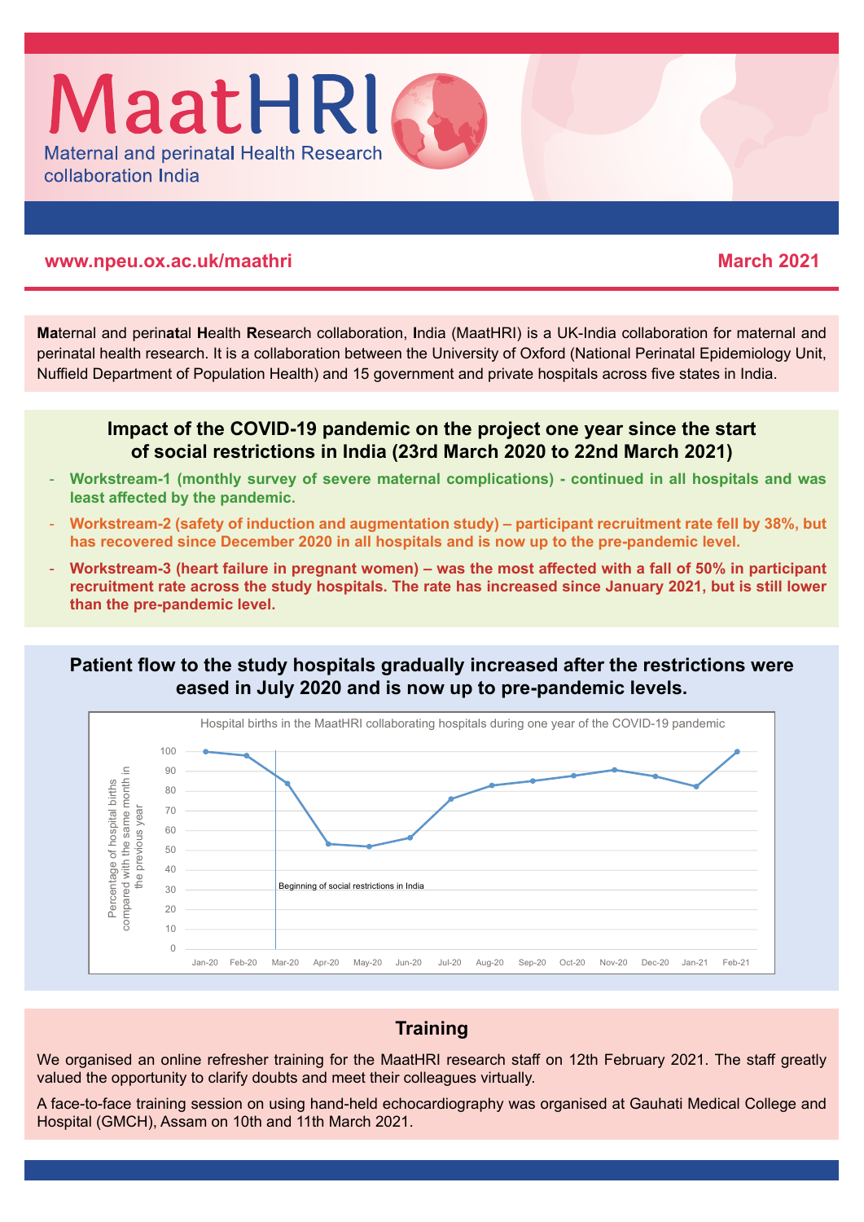# MaatHRI

Maternal and perinatal Health Research collaboration India

www.npeu.ox.ac.uk/maathri

March 2021

**Ma**ternal and perin**at**al **H**ealth **R**esearch collaboration, **I**ndia (MaatHRI) is a UK-India collaboration for maternal and perinatal health research. It is a collaboration between the University of Oxford (National Perinatal Epidemiology Unit, Nuffield Department of Population Health) and 15 government and private hospitals across five states in India.

## Impact of the COVID-19 pandemic on the project one year since the start of social restrictions in India (23rd March 2020 to 22nd March 2021)

- **Workstream-1 (monthly survey of severe maternal complications) - continued in all hospitals and was least affected by the pandemic.**
- **Workstream-2 (safety of induction and augmentation study) – participant recruitment rate fell by 38%, but has recovered since December 2020 in all hospitals and is now up to the pre-pandemic level.**
- **Workstream-3 (heart failure in pregnant women) – was the most affected with a fall of 50% in participant recruitment rate across the study hospitals. The rate has increased since January 2021, but is still lower than the pre-pandemic level.**

## Patient flow to the study hospitals gradually increased after the restrictions were eased in July 2020 and is now up to pre-pandemic levels.

Hospital births in the MaatHRI collaborating hospitals during one year of the COVID-19 pandemic

Y-axis: Percentage of hospital births compared with the same month in the previous year

Annotation at Mar-20: Beginning of social restrictions in India

| Month | Percentage (approx.) |
|---|---|
| Jan-20 | 100 |
| Feb-20 | 98 |
| Mar-20 | 84 |
| Apr-20 | 53 |
| May-20 | 52 |
| Jun-20 | 56 |
| Jul-20 | 76 |
| Aug-20 | 83 |
| Sep-20 | 85 |
| Oct-20 | 88 |
| Nov-20 | 91 |
| Dec-20 | 87 |
| Jan-21 | 82 |
| Feb-21 | 100 |

## Training

We organised an online refresher training for the MaatHRI research staff on 12th February 2021. The staff greatly valued the opportunity to clarify doubts and meet their colleagues virtually.

A face-to-face training session on using hand-held echocardiography was organised at Gauhati Medical College and Hospital (GMCH), Assam on 10th and 11th March 2021.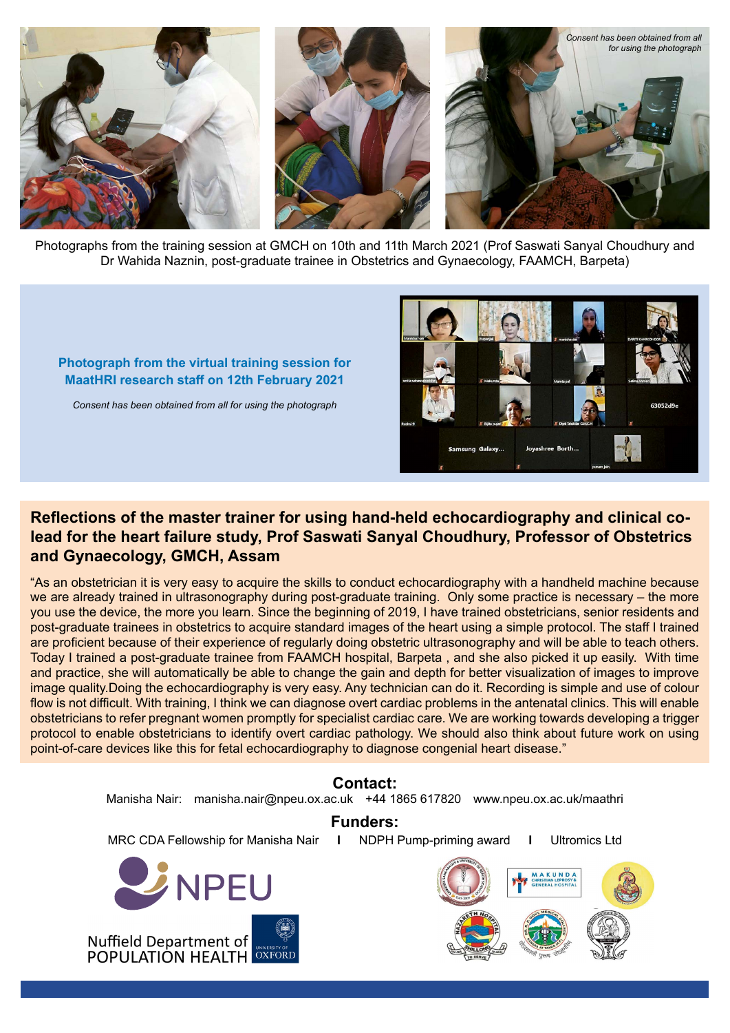*Consent has been obtained from all for using the photograph*

Photographs from the training session at GMCH on 10th and 11th March 2021 (Prof Saswati Sanyal Choudhury and Dr Wahida Naznin, post-graduate trainee in Obstetrics and Gynaecology, FAAMCH, Barpeta)

**Photograph from the virtual training session for MaatHRI research staff on 12th February 2021**

*Consent has been obtained from all for using the photograph*

## Reflections of the master trainer for using hand-held echocardiography and clinical co-lead for the heart failure study, Prof Saswati Sanyal Choudhury, Professor of Obstetrics and Gynaecology, GMCH, Assam

"As an obstetrician it is very easy to acquire the skills to conduct echocardiography with a handheld machine because we are already trained in ultrasonography during post-graduate training. Only some practice is necessary – the more you use the device, the more you learn. Since the beginning of 2019, I have trained obstetricians, senior residents and post-graduate trainees in obstetrics to acquire standard images of the heart using a simple protocol. The staff I trained are proficient because of their experience of regularly doing obstetric ultrasonography and will be able to teach others. Today I trained a post-graduate trainee from FAAMCH hospital, Barpeta , and she also picked it up easily. With time and practice, she will automatically be able to change the gain and depth for better visualization of images to improve image quality.Doing the echocardiography is very easy. Any technician can do it. Recording is simple and use of colour flow is not difficult. With training, I think we can diagnose overt cardiac problems in the antenatal clinics. This will enable obstetricians to refer pregnant women promptly for specialist cardiac care. We are working towards developing a trigger protocol to enable obstetricians to identify overt cardiac pathology. We should also think about future work on using point-of-care devices like this for fetal echocardiography to diagnose congenial heart disease."

**Contact:**

Manisha Nair: manisha.nair@npeu.ox.ac.uk +44 1865 617820 www.npeu.ox.ac.uk/maathri

**Funders:**

MRC CDA Fellowship for Manisha Nair | NDPH Pump-priming award | Ultromics Ltd

NPEU

Nuffield Department of POPULATION HEALTH

UNIVERSITY OF OXFORD